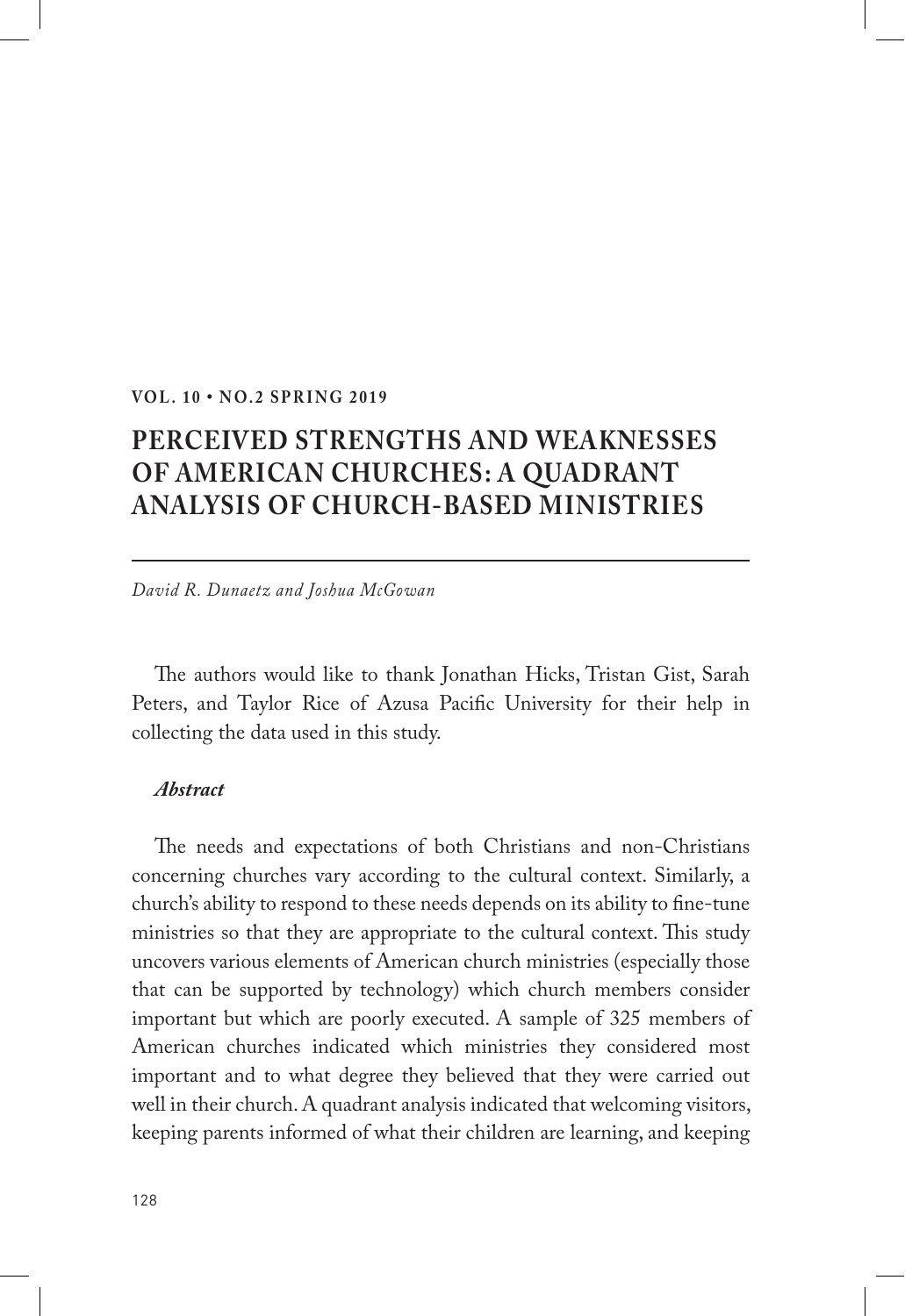**VOL. 10 • NO.2 SPRING 2019**

# PERCEIVED STRENGTHS AND WEAKNESSES OF AMERICAN CHURCHES: A QUADRANT ANALYSIS OF CHURCH-BASED MINISTRIES

*David R. Dunaetz and Joshua McGowan*

The authors would like to thank Jonathan Hicks, Tristan Gist, Sarah Peters, and Taylor Rice of Azusa Pacific University for their help in collecting the data used in this study.

***Abstract***

The needs and expectations of both Christians and non-Christians concerning churches vary according to the cultural context. Similarly, a church's ability to respond to these needs depends on its ability to fine-tune ministries so that they are appropriate to the cultural context. This study uncovers various elements of American church ministries (especially those that can be supported by technology) which church members consider important but which are poorly executed. A sample of 325 members of American churches indicated which ministries they considered most important and to what degree they believed that they were carried out well in their church. A quadrant analysis indicated that welcoming visitors, keeping parents informed of what their children are learning, and keeping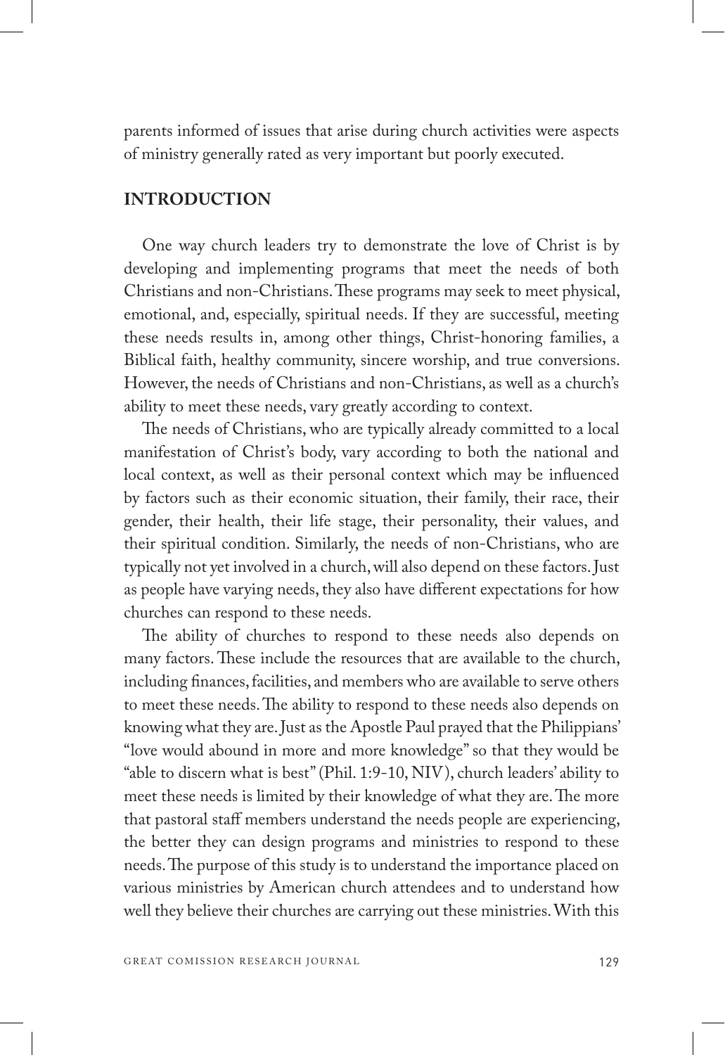parents informed of issues that arise during church activities were aspects of ministry generally rated as very important but poorly executed.

## INTRODUCTION

One way church leaders try to demonstrate the love of Christ is by developing and implementing programs that meet the needs of both Christians and non-Christians. These programs may seek to meet physical, emotional, and, especially, spiritual needs. If they are successful, meeting these needs results in, among other things, Christ-honoring families, a Biblical faith, healthy community, sincere worship, and true conversions. However, the needs of Christians and non-Christians, as well as a church's ability to meet these needs, vary greatly according to context.

The needs of Christians, who are typically already committed to a local manifestation of Christ's body, vary according to both the national and local context, as well as their personal context which may be influenced by factors such as their economic situation, their family, their race, their gender, their health, their life stage, their personality, their values, and their spiritual condition. Similarly, the needs of non-Christians, who are typically not yet involved in a church, will also depend on these factors. Just as people have varying needs, they also have different expectations for how churches can respond to these needs.

The ability of churches to respond to these needs also depends on many factors. These include the resources that are available to the church, including finances, facilities, and members who are available to serve others to meet these needs. The ability to respond to these needs also depends on knowing what they are. Just as the Apostle Paul prayed that the Philippians' "love would abound in more and more knowledge" so that they would be "able to discern what is best" (Phil. 1:9-10, NIV), church leaders' ability to meet these needs is limited by their knowledge of what they are. The more that pastoral staff members understand the needs people are experiencing, the better they can design programs and ministries to respond to these needs. The purpose of this study is to understand the importance placed on various ministries by American church attendees and to understand how well they believe their churches are carrying out these ministries. With this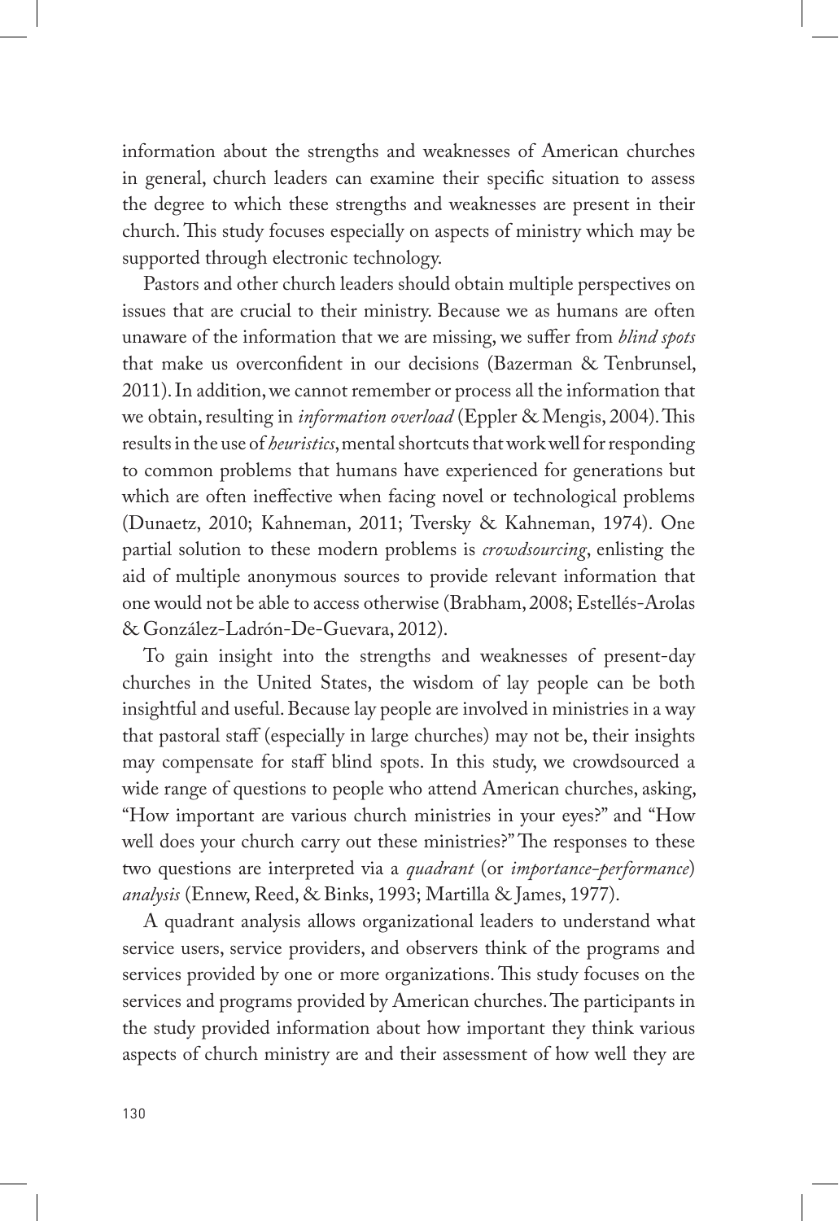information about the strengths and weaknesses of American churches in general, church leaders can examine their specific situation to assess the degree to which these strengths and weaknesses are present in their church. This study focuses especially on aspects of ministry which may be supported through electronic technology.

Pastors and other church leaders should obtain multiple perspectives on issues that are crucial to their ministry. Because we as humans are often unaware of the information that we are missing, we suffer from *blind spots* that make us overconfident in our decisions (Bazerman & Tenbrunsel, 2011). In addition, we cannot remember or process all the information that we obtain, resulting in *information overload* (Eppler & Mengis, 2004). This results in the use of *heuristics*, mental shortcuts that work well for responding to common problems that humans have experienced for generations but which are often ineffective when facing novel or technological problems (Dunaetz, 2010; Kahneman, 2011; Tversky & Kahneman, 1974). One partial solution to these modern problems is *crowdsourcing*, enlisting the aid of multiple anonymous sources to provide relevant information that one would not be able to access otherwise (Brabham, 2008; Estellés-Arolas & González-Ladrón-De-Guevara, 2012).

To gain insight into the strengths and weaknesses of present-day churches in the United States, the wisdom of lay people can be both insightful and useful. Because lay people are involved in ministries in a way that pastoral staff (especially in large churches) may not be, their insights may compensate for staff blind spots. In this study, we crowdsourced a wide range of questions to people who attend American churches, asking, "How important are various church ministries in your eyes?" and "How well does your church carry out these ministries?" The responses to these two questions are interpreted via a *quadrant* (or *importance-performance*) *analysis* (Ennew, Reed, & Binks, 1993; Martilla & James, 1977).

A quadrant analysis allows organizational leaders to understand what service users, service providers, and observers think of the programs and services provided by one or more organizations. This study focuses on the services and programs provided by American churches. The participants in the study provided information about how important they think various aspects of church ministry are and their assessment of how well they are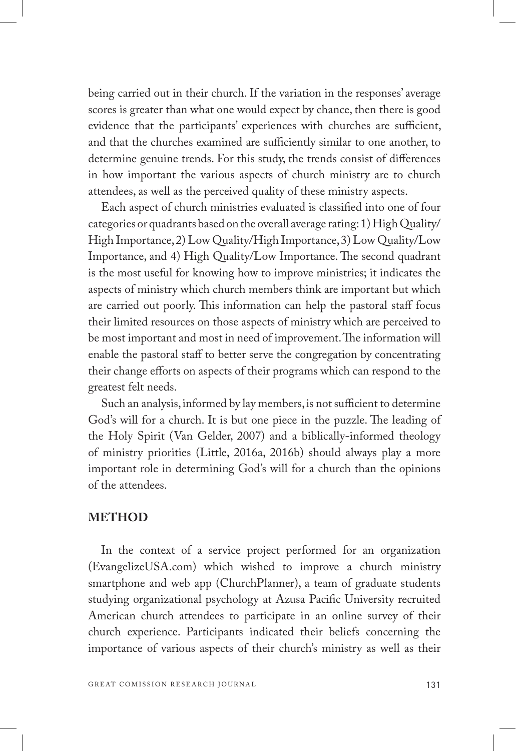being carried out in their church. If the variation in the responses' average scores is greater than what one would expect by chance, then there is good evidence that the participants' experiences with churches are sufficient, and that the churches examined are sufficiently similar to one another, to determine genuine trends. For this study, the trends consist of differences in how important the various aspects of church ministry are to church attendees, as well as the perceived quality of these ministry aspects.

Each aspect of church ministries evaluated is classified into one of four categories or quadrants based on the overall average rating: 1) High Quality/High Importance, 2) Low Quality/High Importance, 3) Low Quality/Low Importance, and 4) High Quality/Low Importance. The second quadrant is the most useful for knowing how to improve ministries; it indicates the aspects of ministry which church members think are important but which are carried out poorly. This information can help the pastoral staff focus their limited resources on those aspects of ministry which are perceived to be most important and most in need of improvement. The information will enable the pastoral staff to better serve the congregation by concentrating their change efforts on aspects of their programs which can respond to the greatest felt needs.

Such an analysis, informed by lay members, is not sufficient to determine God's will for a church. It is but one piece in the puzzle. The leading of the Holy Spirit (Van Gelder, 2007) and a biblically-informed theology of ministry priorities (Little, 2016a, 2016b) should always play a more important role in determining God's will for a church than the opinions of the attendees.

## METHOD

In the context of a service project performed for an organization (EvangelizeUSA.com) which wished to improve a church ministry smartphone and web app (ChurchPlanner), a team of graduate students studying organizational psychology at Azusa Pacific University recruited American church attendees to participate in an online survey of their church experience. Participants indicated their beliefs concerning the importance of various aspects of their church's ministry as well as their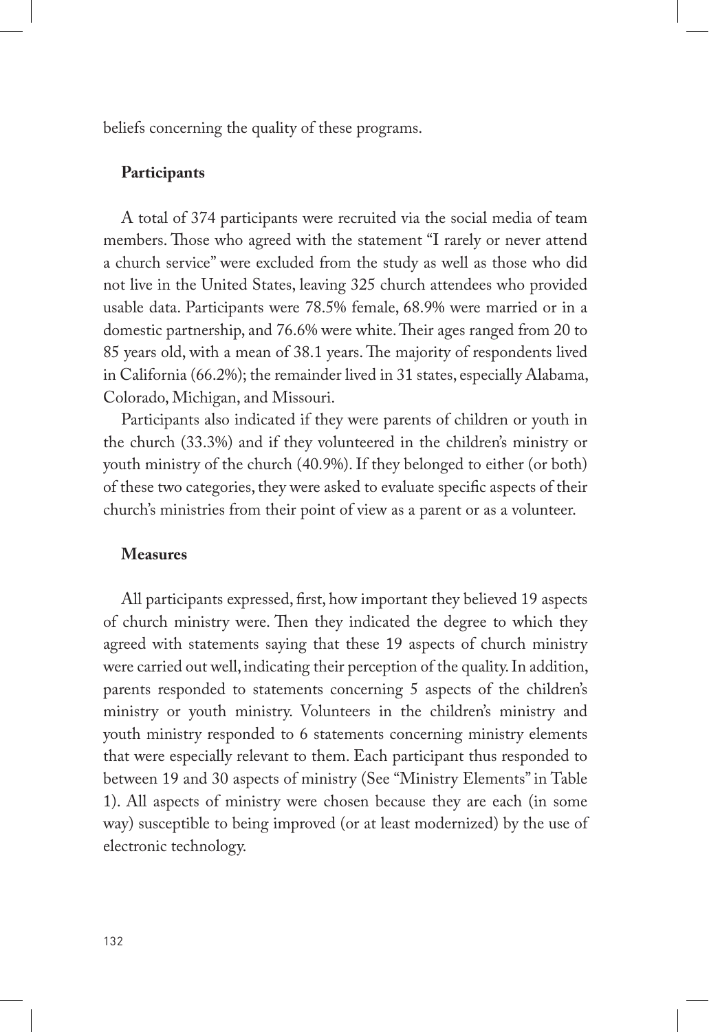beliefs concerning the quality of these programs.

### Participants

A total of 374 participants were recruited via the social media of team members. Those who agreed with the statement "I rarely or never attend a church service" were excluded from the study as well as those who did not live in the United States, leaving 325 church attendees who provided usable data. Participants were 78.5% female, 68.9% were married or in a domestic partnership, and 76.6% were white. Their ages ranged from 20 to 85 years old, with a mean of 38.1 years. The majority of respondents lived in California (66.2%); the remainder lived in 31 states, especially Alabama, Colorado, Michigan, and Missouri.

Participants also indicated if they were parents of children or youth in the church (33.3%) and if they volunteered in the children's ministry or youth ministry of the church (40.9%). If they belonged to either (or both) of these two categories, they were asked to evaluate specific aspects of their church's ministries from their point of view as a parent or as a volunteer.

### Measures

All participants expressed, first, how important they believed 19 aspects of church ministry were. Then they indicated the degree to which they agreed with statements saying that these 19 aspects of church ministry were carried out well, indicating their perception of the quality. In addition, parents responded to statements concerning 5 aspects of the children's ministry or youth ministry. Volunteers in the children's ministry and youth ministry responded to 6 statements concerning ministry elements that were especially relevant to them. Each participant thus responded to between 19 and 30 aspects of ministry (See "Ministry Elements" in Table 1). All aspects of ministry were chosen because they are each (in some way) susceptible to being improved (or at least modernized) by the use of electronic technology.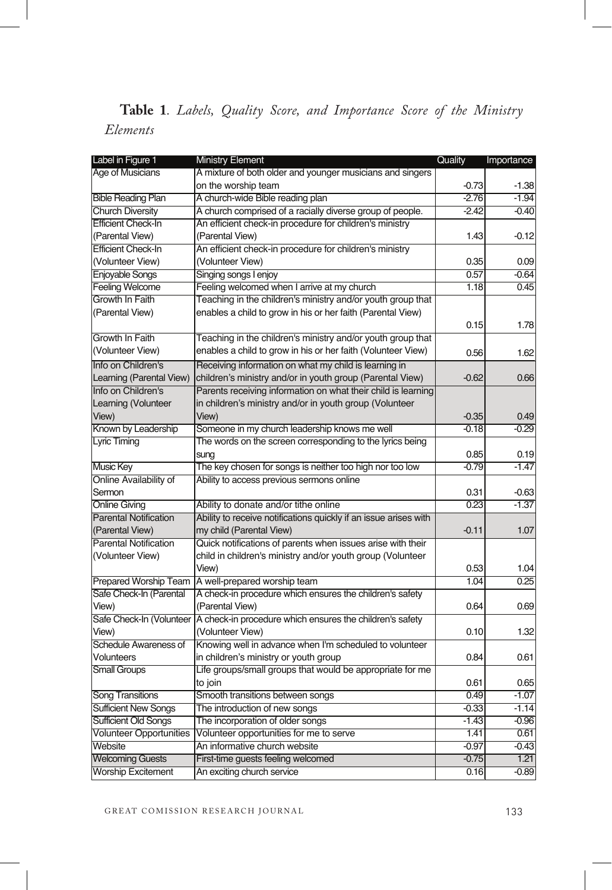**Table 1**. *Labels, Quality Score, and Importance Score of the Ministry Elements*

| Label in Figure 1 | Ministry Element | Quality | Importance |
|---|---|---|---|
| Age of Musicians | A mixture of both older and younger musicians and singers on the worship team | -0.73 | -1.38 |
| Bible Reading Plan | A church-wide Bible reading plan | -2.76 | -1.94 |
| Church Diversity | A church comprised of a racially diverse group of people. | -2.42 | -0.40 |
| Efficient Check-In (Parental View) | An efficient check-in procedure for children's ministry (Parental View) | 1.43 | -0.12 |
| Efficient Check-In (Volunteer View) | An efficient check-in procedure for children's ministry (Volunteer View) | 0.35 | 0.09 |
| Enjoyable Songs | Singing songs I enjoy | 0.57 | -0.64 |
| Feeling Welcome | Feeling welcomed when I arrive at my church | 1.18 | 0.45 |
| Growth In Faith (Parental View) | Teaching in the children's ministry and/or youth group that enables a child to grow in his or her faith (Parental View) | 0.15 | 1.78 |
| Growth In Faith (Volunteer View) | Teaching in the children's ministry and/or youth group that enables a child to grow in his or her faith (Volunteer View) | 0.56 | 1.62 |
| Info on Children's Learning (Parental View) | Receiving information on what my child is learning in children's ministry and/or in youth group (Parental View) | -0.62 | 0.66 |
| Info on Children's Learning (Volunteer View) | Parents receiving information on what their child is learning in children's ministry and/or in youth group (Volunteer View) | -0.35 | 0.49 |
| Known by Leadership | Someone in my church leadership knows me well | -0.18 | -0.29 |
| Lyric Timing | The words on the screen corresponding to the lyrics being sung | 0.85 | 0.19 |
| Music Key | The key chosen for songs is neither too high nor too low | -0.79 | -1.47 |
| Online Availability of Sermon | Ability to access previous sermons online | 0.31 | -0.63 |
| Online Giving | Ability to donate and/or tithe online | 0.23 | -1.37 |
| Parental Notification (Parental View) | Ability to receive notifications quickly if an issue arises with my child (Parental View) | -0.11 | 1.07 |
| Parental Notification (Volunteer View) | Quick notifications of parents when issues arise with their child in children's ministry and/or youth group (Volunteer View) | 0.53 | 1.04 |
| Prepared Worship Team | A well-prepared worship team | 1.04 | 0.25 |
| Safe Check-In (Parental View) | A check-in procedure which ensures the children's safety (Parental View) | 0.64 | 0.69 |
| Safe Check-In (Volunteer View) | A check-in procedure which ensures the children's safety (Volunteer View) | 0.10 | 1.32 |
| Schedule Awareness of Volunteers | Knowing well in advance when I'm scheduled to volunteer in children's ministry or youth group | 0.84 | 0.61 |
| Small Groups | Life groups/small groups that would be appropriate for me to join | 0.61 | 0.65 |
| Song Transitions | Smooth transitions between songs | 0.49 | -1.07 |
| Sufficient New Songs | The introduction of new songs | -0.33 | -1.14 |
| Sufficient Old Songs | The incorporation of older songs | -1.43 | -0.96 |
| Volunteer Opportunities | Volunteer opportunities for me to serve | 1.41 | 0.61 |
| Website | An informative church website | -0.97 | -0.43 |
| Welcoming Guests | First-time guests feeling welcomed | -0.75 | 1.21 |
| Worship Excitement | An exciting church service | 0.16 | -0.89 |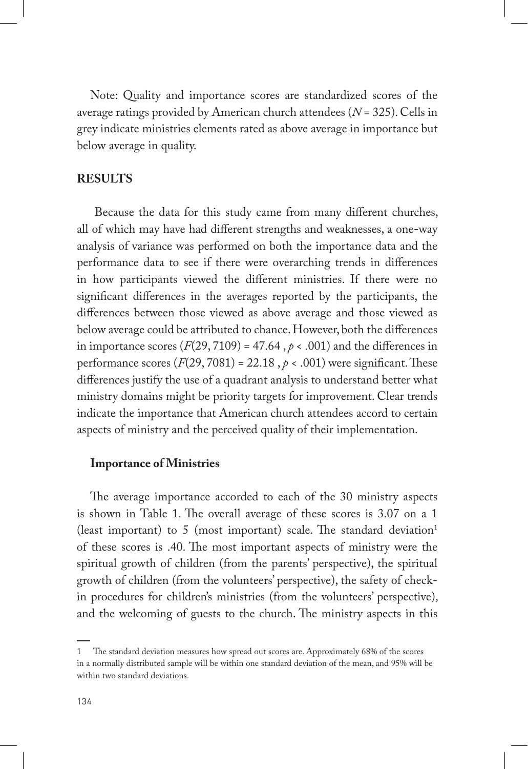Note: Quality and importance scores are standardized scores of the average ratings provided by American church attendees ($N$ = 325). Cells in grey indicate ministries elements rated as above average in importance but below average in quality.

## RESULTS

Because the data for this study came from many different churches, all of which may have had different strengths and weaknesses, a one-way analysis of variance was performed on both the importance data and the performance data to see if there were overarching trends in differences in how participants viewed the different ministries. If there were no significant differences in the averages reported by the participants, the differences between those viewed as above average and those viewed as below average could be attributed to chance. However, both the differences in importance scores ($F(29, 7109) = 47.64$, $p < .001$) and the differences in performance scores ($F(29, 7081) = 22.18$, $p < .001$) were significant. These differences justify the use of a quadrant analysis to understand better what ministry domains might be priority targets for improvement. Clear trends indicate the importance that American church attendees accord to certain aspects of ministry and the perceived quality of their implementation.

### Importance of Ministries

The average importance accorded to each of the 30 ministry aspects is shown in Table 1. The overall average of these scores is 3.07 on a 1 (least important) to 5 (most important) scale. The standard deviation[1] of these scores is .40. The most important aspects of ministry were the spiritual growth of children (from the parents' perspective), the spiritual growth of children (from the volunteers' perspective), the safety of check-in procedures for children's ministries (from the volunteers' perspective), and the welcoming of guests to the church. The ministry aspects in this

---

[1] The standard deviation measures how spread out scores are. Approximately 68% of the scores in a normally distributed sample will be within one standard deviation of the mean, and 95% will be within two standard deviations.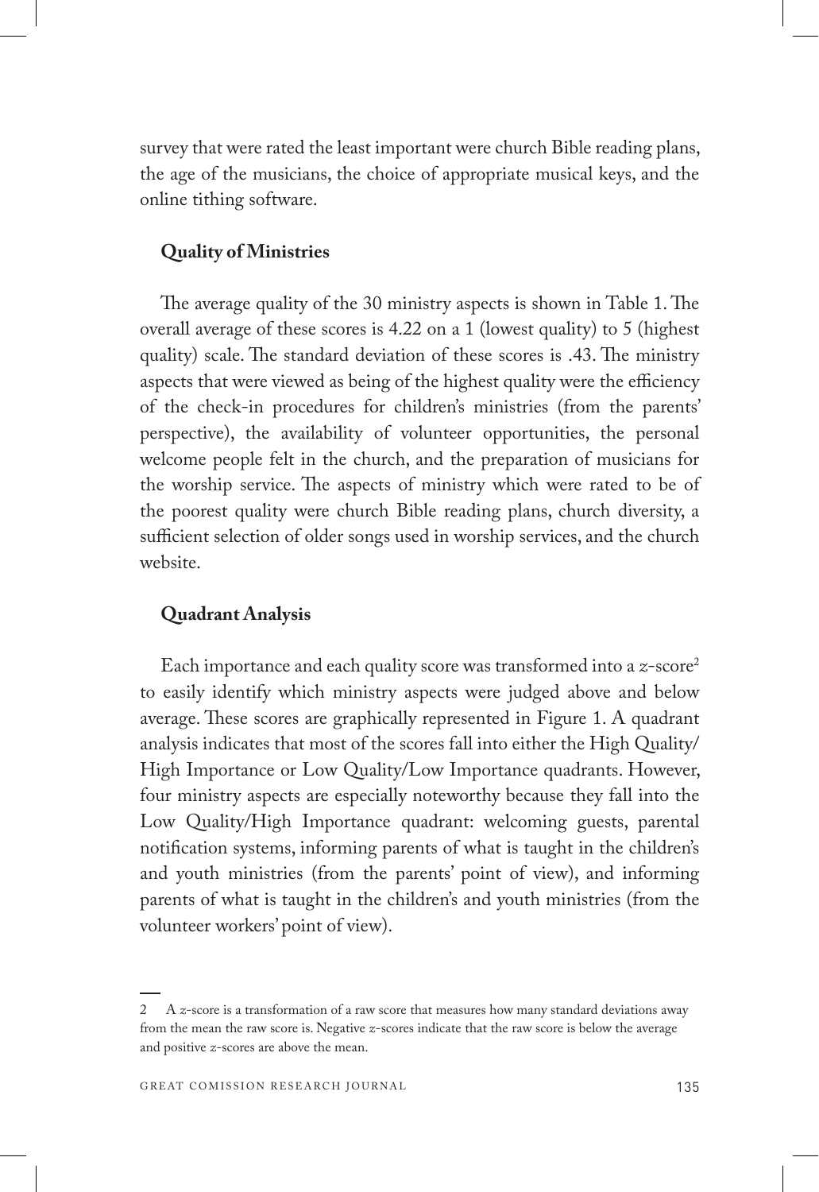survey that were rated the least important were church Bible reading plans, the age of the musicians, the choice of appropriate musical keys, and the online tithing software.

### Quality of Ministries

The average quality of the 30 ministry aspects is shown in Table 1. The overall average of these scores is 4.22 on a 1 (lowest quality) to 5 (highest quality) scale. The standard deviation of these scores is .43. The ministry aspects that were viewed as being of the highest quality were the efficiency of the check-in procedures for children's ministries (from the parents' perspective), the availability of volunteer opportunities, the personal welcome people felt in the church, and the preparation of musicians for the worship service. The aspects of ministry which were rated to be of the poorest quality were church Bible reading plans, church diversity, a sufficient selection of older songs used in worship services, and the church website.

### Quadrant Analysis

Each importance and each quality score was transformed into a *z*-score[2] to easily identify which ministry aspects were judged above and below average. These scores are graphically represented in Figure 1. A quadrant analysis indicates that most of the scores fall into either the High Quality/High Importance or Low Quality/Low Importance quadrants. However, four ministry aspects are especially noteworthy because they fall into the Low Quality/High Importance quadrant: welcoming guests, parental notification systems, informing parents of what is taught in the children's and youth ministries (from the parents' point of view), and informing parents of what is taught in the children's and youth ministries (from the volunteer workers' point of view).

---

2 A *z*-score is a transformation of a raw score that measures how many standard deviations away from the mean the raw score is. Negative *z*-scores indicate that the raw score is below the average and positive *z*-scores are above the mean.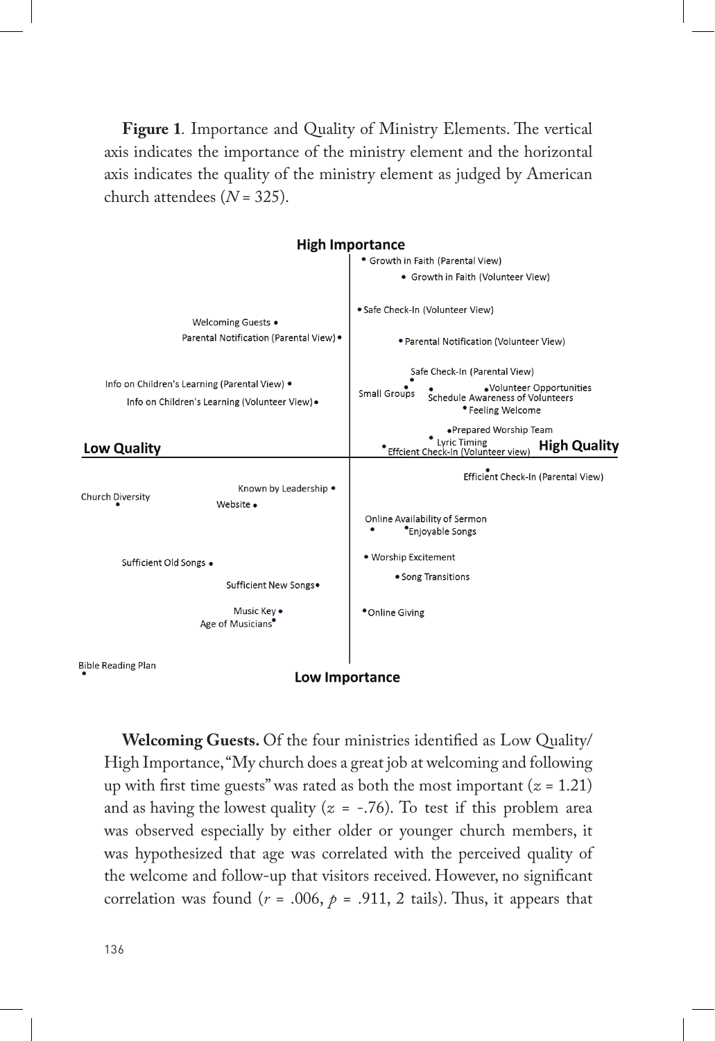**Figure 1**. Importance and Quality of Ministry Elements. The vertical axis indicates the importance of the ministry element and the horizontal axis indicates the quality of the ministry element as judged by American church attendees ($N$ = 325).

**Welcoming Guests.** Of the four ministries identified as Low Quality/High Importance, "My church does a great job at welcoming and following up with first time guests" was rated as both the most important ($z$ = 1.21) and as having the lowest quality ($z$ = -.76). To test if this problem area was observed especially by either older or younger church members, it was hypothesized that age was correlated with the perceived quality of the welcome and follow-up that visitors received. However, no significant correlation was found ($r$ = .006, $p$ = .911, 2 tails). Thus, it appears that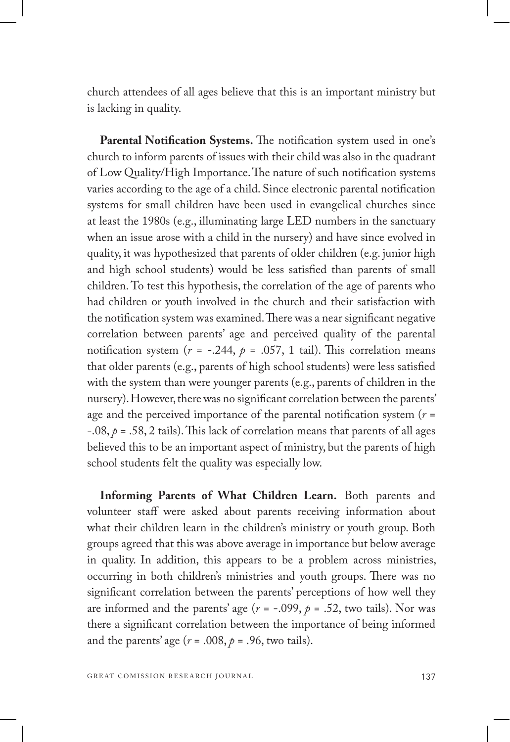church attendees of all ages believe that this is an important ministry but is lacking in quality.

**Parental Notification Systems.** The notification system used in one's church to inform parents of issues with their child was also in the quadrant of Low Quality/High Importance. The nature of such notification systems varies according to the age of a child. Since electronic parental notification systems for small children have been used in evangelical churches since at least the 1980s (e.g., illuminating large LED numbers in the sanctuary when an issue arose with a child in the nursery) and have since evolved in quality, it was hypothesized that parents of older children (e.g. junior high and high school students) would be less satisfied than parents of small children. To test this hypothesis, the correlation of the age of parents who had children or youth involved in the church and their satisfaction with the notification system was examined. There was a near significant negative correlation between parents' age and perceived quality of the parental notification system ($r = -.244$, $p = .057$, 1 tail). This correlation means that older parents (e.g., parents of high school students) were less satisfied with the system than were younger parents (e.g., parents of children in the nursery). However, there was no significant correlation between the parents' age and the perceived importance of the parental notification system ($r = -.08$, $p = .58$, 2 tails). This lack of correlation means that parents of all ages believed this to be an important aspect of ministry, but the parents of high school students felt the quality was especially low.

**Informing Parents of What Children Learn.** Both parents and volunteer staff were asked about parents receiving information about what their children learn in the children's ministry or youth group. Both groups agreed that this was above average in importance but below average in quality. In addition, this appears to be a problem across ministries, occurring in both children's ministries and youth groups. There was no significant correlation between the parents' perceptions of how well they are informed and the parents' age ($r = -.099$, $p = .52$, two tails). Nor was there a significant correlation between the importance of being informed and the parents' age ($r = .008$, $p = .96$, two tails).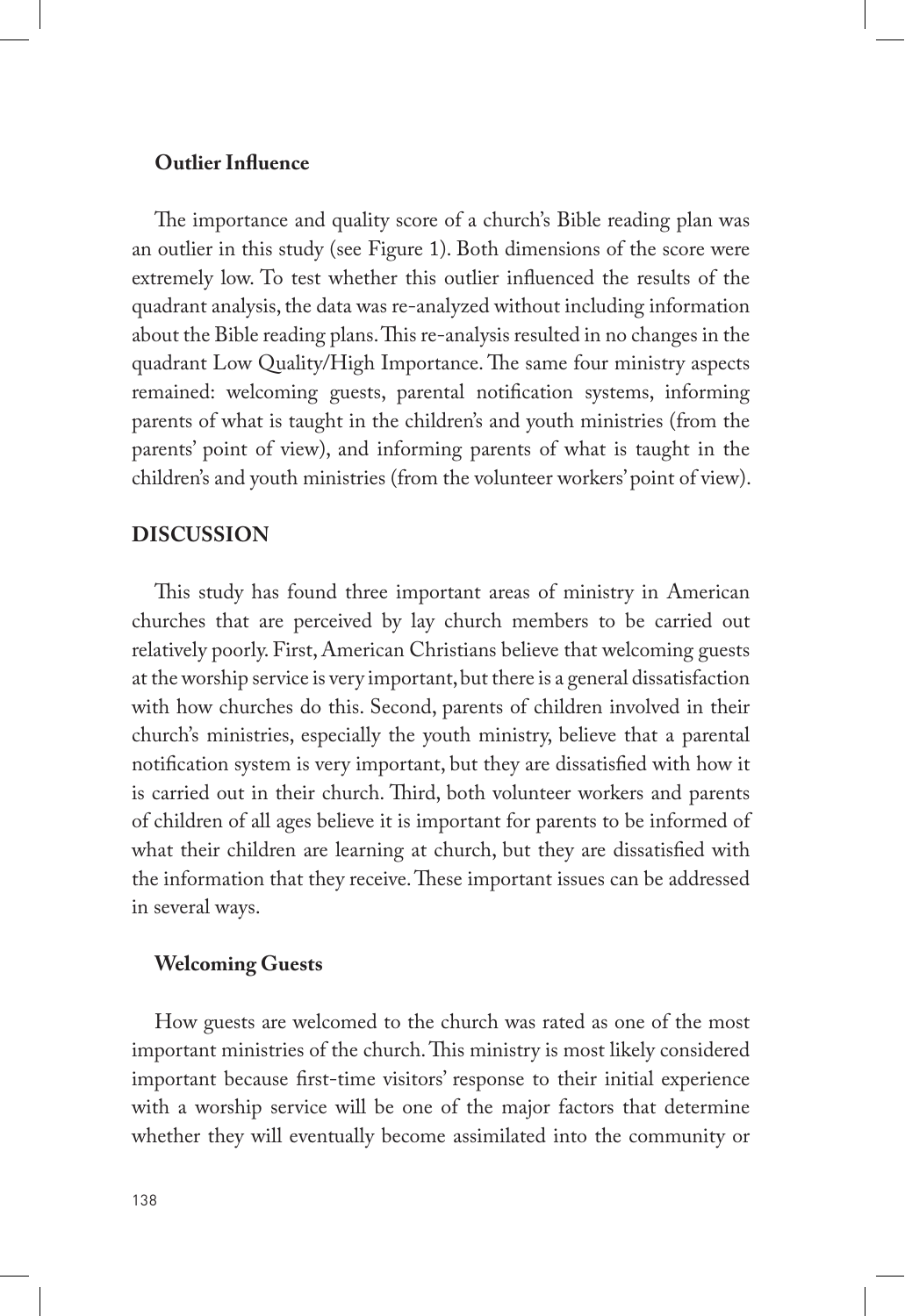### Outlier Influence

The importance and quality score of a church's Bible reading plan was an outlier in this study (see Figure 1). Both dimensions of the score were extremely low. To test whether this outlier influenced the results of the quadrant analysis, the data was re-analyzed without including information about the Bible reading plans. This re-analysis resulted in no changes in the quadrant Low Quality/High Importance. The same four ministry aspects remained: welcoming guests, parental notification systems, informing parents of what is taught in the children's and youth ministries (from the parents' point of view), and informing parents of what is taught in the children's and youth ministries (from the volunteer workers' point of view).

## DISCUSSION

This study has found three important areas of ministry in American churches that are perceived by lay church members to be carried out relatively poorly. First, American Christians believe that welcoming guests at the worship service is very important, but there is a general dissatisfaction with how churches do this. Second, parents of children involved in their church's ministries, especially the youth ministry, believe that a parental notification system is very important, but they are dissatisfied with how it is carried out in their church. Third, both volunteer workers and parents of children of all ages believe it is important for parents to be informed of what their children are learning at church, but they are dissatisfied with the information that they receive. These important issues can be addressed in several ways.

### Welcoming Guests

How guests are welcomed to the church was rated as one of the most important ministries of the church. This ministry is most likely considered important because first-time visitors' response to their initial experience with a worship service will be one of the major factors that determine whether they will eventually become assimilated into the community or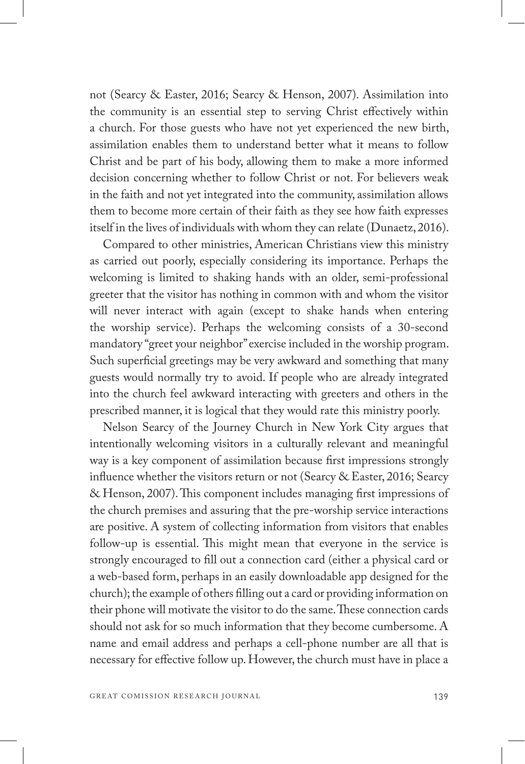not (Searcy & Easter, 2016; Searcy & Henson, 2007). Assimilation into the community is an essential step to serving Christ effectively within a church. For those guests who have not yet experienced the new birth, assimilation enables them to understand better what it means to follow Christ and be part of his body, allowing them to make a more informed decision concerning whether to follow Christ or not. For believers weak in the faith and not yet integrated into the community, assimilation allows them to become more certain of their faith as they see how faith expresses itself in the lives of individuals with whom they can relate (Dunaetz, 2016).

Compared to other ministries, American Christians view this ministry as carried out poorly, especially considering its importance. Perhaps the welcoming is limited to shaking hands with an older, semi-professional greeter that the visitor has nothing in common with and whom the visitor will never interact with again (except to shake hands when entering the worship service). Perhaps the welcoming consists of a 30-second mandatory "greet your neighbor" exercise included in the worship program. Such superficial greetings may be very awkward and something that many guests would normally try to avoid. If people who are already integrated into the church feel awkward interacting with greeters and others in the prescribed manner, it is logical that they would rate this ministry poorly.

Nelson Searcy of the Journey Church in New York City argues that intentionally welcoming visitors in a culturally relevant and meaningful way is a key component of assimilation because first impressions strongly influence whether the visitors return or not (Searcy & Easter, 2016; Searcy & Henson, 2007). This component includes managing first impressions of the church premises and assuring that the pre-worship service interactions are positive. A system of collecting information from visitors that enables follow-up is essential. This might mean that everyone in the service is strongly encouraged to fill out a connection card (either a physical card or a web-based form, perhaps in an easily downloadable app designed for the church); the example of others filling out a card or providing information on their phone will motivate the visitor to do the same. These connection cards should not ask for so much information that they become cumbersome. A name and email address and perhaps a cell-phone number are all that is necessary for effective follow up. However, the church must have in place a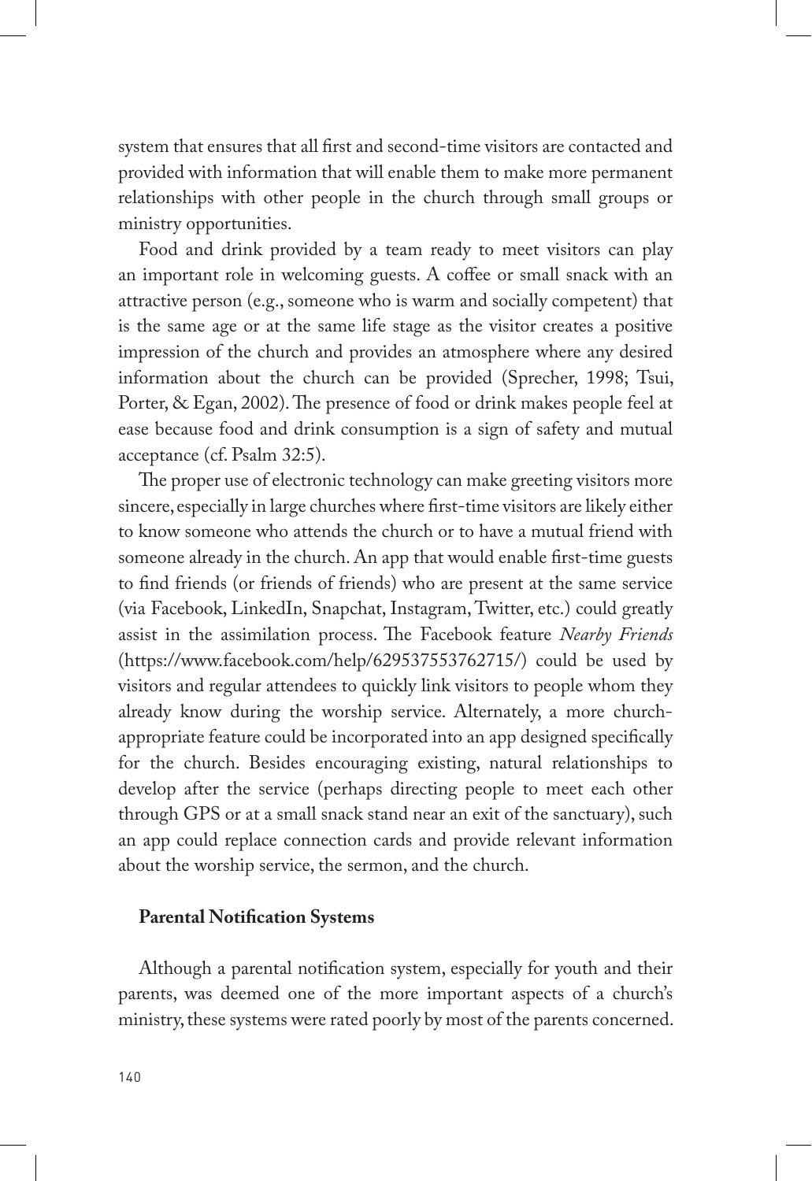system that ensures that all first and second-time visitors are contacted and provided with information that will enable them to make more permanent relationships with other people in the church through small groups or ministry opportunities.

Food and drink provided by a team ready to meet visitors can play an important role in welcoming guests. A coffee or small snack with an attractive person (e.g., someone who is warm and socially competent) that is the same age or at the same life stage as the visitor creates a positive impression of the church and provides an atmosphere where any desired information about the church can be provided (Sprecher, 1998; Tsui, Porter, & Egan, 2002). The presence of food or drink makes people feel at ease because food and drink consumption is a sign of safety and mutual acceptance (cf. Psalm 32:5).

The proper use of electronic technology can make greeting visitors more sincere, especially in large churches where first-time visitors are likely either to know someone who attends the church or to have a mutual friend with someone already in the church. An app that would enable first-time guests to find friends (or friends of friends) who are present at the same service (via Facebook, LinkedIn, Snapchat, Instagram, Twitter, etc.) could greatly assist in the assimilation process. The Facebook feature *Nearby Friends* (https://www.facebook.com/help/629537553762715/) could be used by visitors and regular attendees to quickly link visitors to people whom they already know during the worship service. Alternately, a more church-appropriate feature could be incorporated into an app designed specifically for the church. Besides encouraging existing, natural relationships to develop after the service (perhaps directing people to meet each other through GPS or at a small snack stand near an exit of the sanctuary), such an app could replace connection cards and provide relevant information about the worship service, the sermon, and the church.

**Parental Notification Systems**

Although a parental notification system, especially for youth and their parents, was deemed one of the more important aspects of a church's ministry, these systems were rated poorly by most of the parents concerned.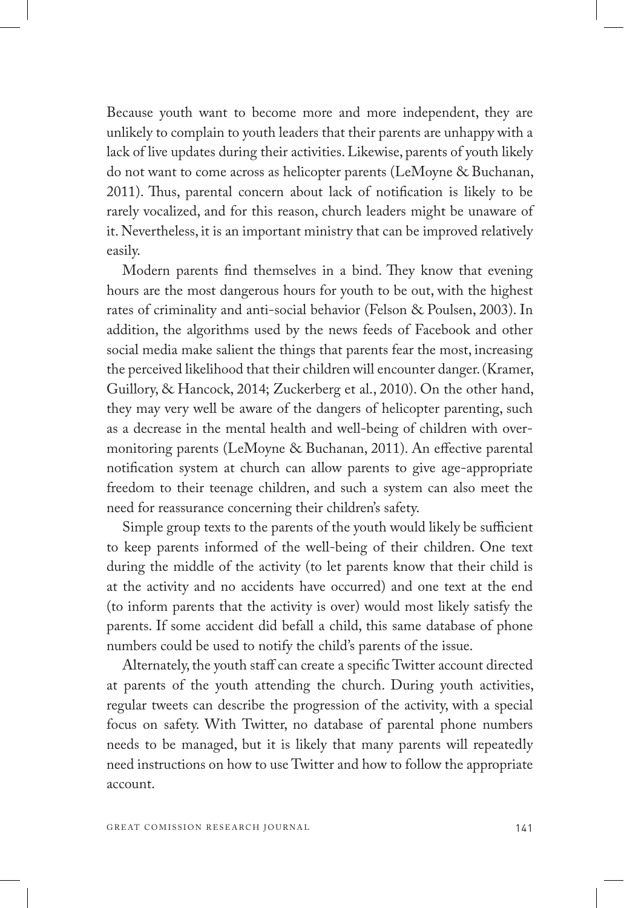Because youth want to become more and more independent, they are unlikely to complain to youth leaders that their parents are unhappy with a lack of live updates during their activities. Likewise, parents of youth likely do not want to come across as helicopter parents (LeMoyne & Buchanan, 2011). Thus, parental concern about lack of notification is likely to be rarely vocalized, and for this reason, church leaders might be unaware of it. Nevertheless, it is an important ministry that can be improved relatively easily.

Modern parents find themselves in a bind. They know that evening hours are the most dangerous hours for youth to be out, with the highest rates of criminality and anti-social behavior (Felson & Poulsen, 2003). In addition, the algorithms used by the news feeds of Facebook and other social media make salient the things that parents fear the most, increasing the perceived likelihood that their children will encounter danger. (Kramer, Guillory, & Hancock, 2014; Zuckerberg et al., 2010). On the other hand, they may very well be aware of the dangers of helicopter parenting, such as a decrease in the mental health and well-being of children with over-monitoring parents (LeMoyne & Buchanan, 2011). An effective parental notification system at church can allow parents to give age-appropriate freedom to their teenage children, and such a system can also meet the need for reassurance concerning their children's safety.

Simple group texts to the parents of the youth would likely be sufficient to keep parents informed of the well-being of their children. One text during the middle of the activity (to let parents know that their child is at the activity and no accidents have occurred) and one text at the end (to inform parents that the activity is over) would most likely satisfy the parents. If some accident did befall a child, this same database of phone numbers could be used to notify the child's parents of the issue.

Alternately, the youth staff can create a specific Twitter account directed at parents of the youth attending the church. During youth activities, regular tweets can describe the progression of the activity, with a special focus on safety. With Twitter, no database of parental phone numbers needs to be managed, but it is likely that many parents will repeatedly need instructions on how to use Twitter and how to follow the appropriate account.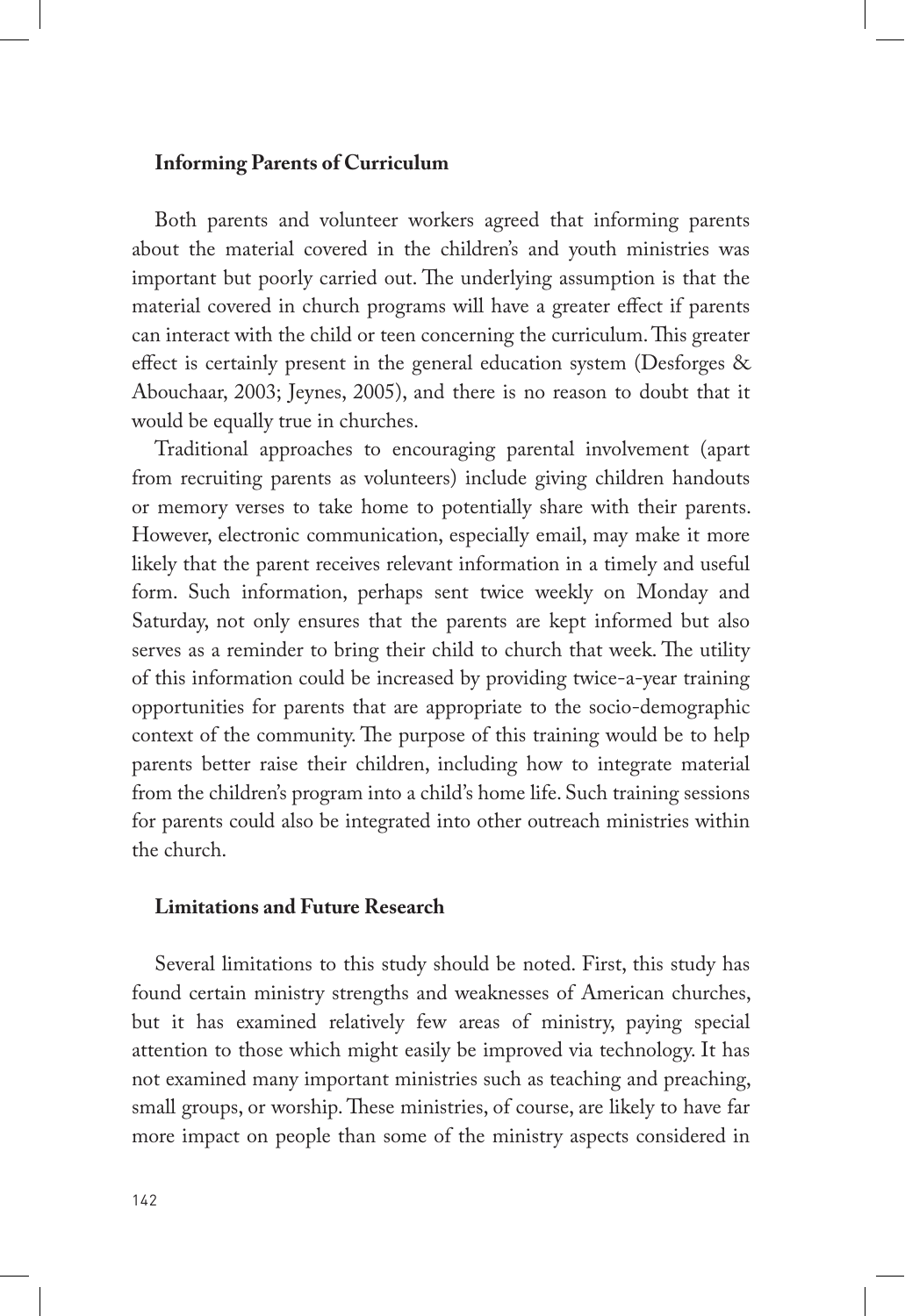### Informing Parents of Curriculum

Both parents and volunteer workers agreed that informing parents about the material covered in the children's and youth ministries was important but poorly carried out. The underlying assumption is that the material covered in church programs will have a greater effect if parents can interact with the child or teen concerning the curriculum. This greater effect is certainly present in the general education system (Desforges & Abouchaar, 2003; Jeynes, 2005), and there is no reason to doubt that it would be equally true in churches.

Traditional approaches to encouraging parental involvement (apart from recruiting parents as volunteers) include giving children handouts or memory verses to take home to potentially share with their parents. However, electronic communication, especially email, may make it more likely that the parent receives relevant information in a timely and useful form. Such information, perhaps sent twice weekly on Monday and Saturday, not only ensures that the parents are kept informed but also serves as a reminder to bring their child to church that week. The utility of this information could be increased by providing twice-a-year training opportunities for parents that are appropriate to the socio-demographic context of the community. The purpose of this training would be to help parents better raise their children, including how to integrate material from the children's program into a child's home life. Such training sessions for parents could also be integrated into other outreach ministries within the church.

### Limitations and Future Research

Several limitations to this study should be noted. First, this study has found certain ministry strengths and weaknesses of American churches, but it has examined relatively few areas of ministry, paying special attention to those which might easily be improved via technology. It has not examined many important ministries such as teaching and preaching, small groups, or worship. These ministries, of course, are likely to have far more impact on people than some of the ministry aspects considered in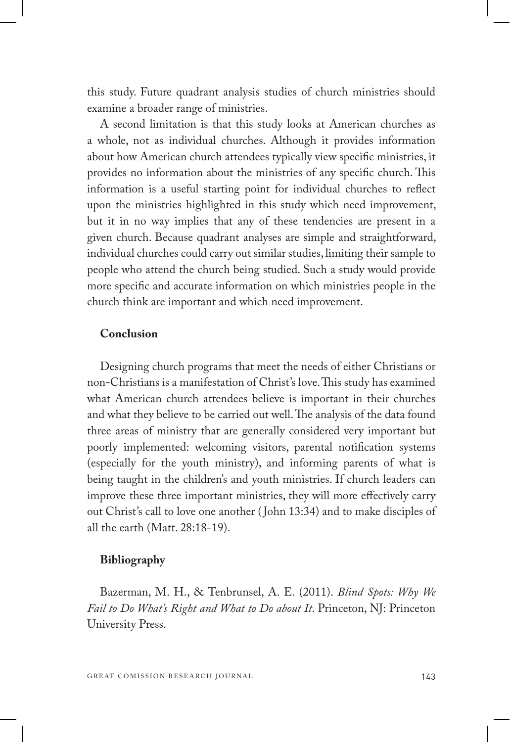this study. Future quadrant analysis studies of church ministries should examine a broader range of ministries.

A second limitation is that this study looks at American churches as a whole, not as individual churches. Although it provides information about how American church attendees typically view specific ministries, it provides no information about the ministries of any specific church. This information is a useful starting point for individual churches to reflect upon the ministries highlighted in this study which need improvement, but it in no way implies that any of these tendencies are present in a given church. Because quadrant analyses are simple and straightforward, individual churches could carry out similar studies, limiting their sample to people who attend the church being studied. Such a study would provide more specific and accurate information on which ministries people in the church think are important and which need improvement.

## Conclusion

Designing church programs that meet the needs of either Christians or non-Christians is a manifestation of Christ's love. This study has examined what American church attendees believe is important in their churches and what they believe to be carried out well. The analysis of the data found three areas of ministry that are generally considered very important but poorly implemented: welcoming visitors, parental notification systems (especially for the youth ministry), and informing parents of what is being taught in the children's and youth ministries. If church leaders can improve these three important ministries, they will more effectively carry out Christ's call to love one another (John 13:34) and to make disciples of all the earth (Matt. 28:18-19).

## Bibliography

Bazerman, M. H., & Tenbrunsel, A. E. (2011). *Blind Spots: Why We Fail to Do What's Right and What to Do about It*. Princeton, NJ: Princeton University Press.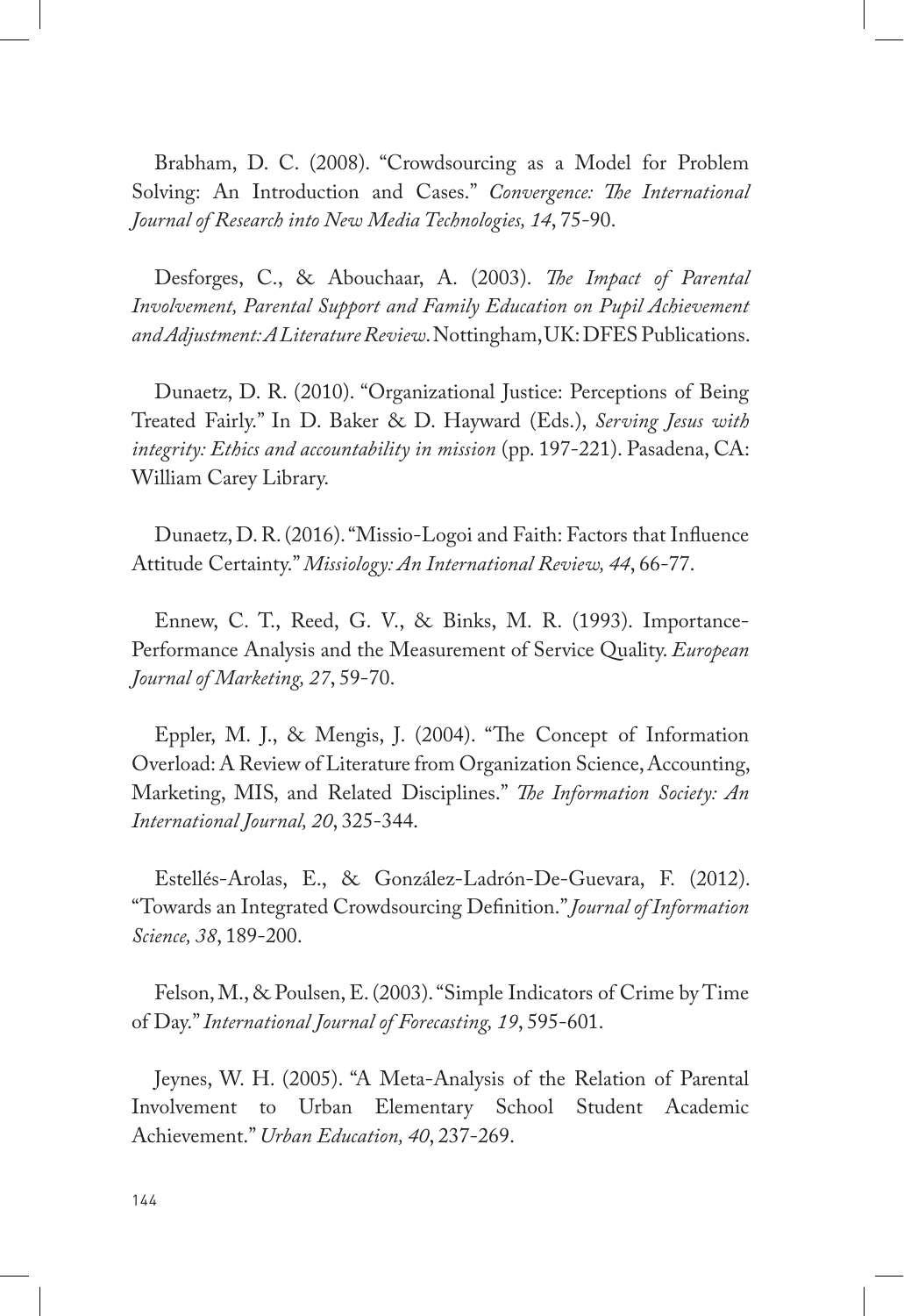Brabham, D. C. (2008). "Crowdsourcing as a Model for Problem Solving: An Introduction and Cases." *Convergence: The International Journal of Research into New Media Technologies, 14*, 75-90.

Desforges, C., & Abouchaar, A. (2003). *The Impact of Parental Involvement, Parental Support and Family Education on Pupil Achievement and Adjustment: A Literature Review*. Nottingham, UK: DFES Publications.

Dunaetz, D. R. (2010). "Organizational Justice: Perceptions of Being Treated Fairly." In D. Baker & D. Hayward (Eds.), *Serving Jesus with integrity: Ethics and accountability in mission* (pp. 197-221). Pasadena, CA: William Carey Library.

Dunaetz, D. R. (2016). "Missio-Logoi and Faith: Factors that Influence Attitude Certainty." *Missiology: An International Review, 44*, 66-77.

Ennew, C. T., Reed, G. V., & Binks, M. R. (1993). Importance-Performance Analysis and the Measurement of Service Quality. *European Journal of Marketing, 27*, 59-70.

Eppler, M. J., & Mengis, J. (2004). "The Concept of Information Overload: A Review of Literature from Organization Science, Accounting, Marketing, MIS, and Related Disciplines." *The Information Society: An International Journal, 20*, 325-344.

Estellés-Arolas, E., & González-Ladrón-De-Guevara, F. (2012). "Towards an Integrated Crowdsourcing Definition." *Journal of Information Science, 38*, 189-200.

Felson, M., & Poulsen, E. (2003). "Simple Indicators of Crime by Time of Day." *International Journal of Forecasting, 19*, 595-601.

Jeynes, W. H. (2005). "A Meta-Analysis of the Relation of Parental Involvement to Urban Elementary School Student Academic Achievement." *Urban Education, 40*, 237-269.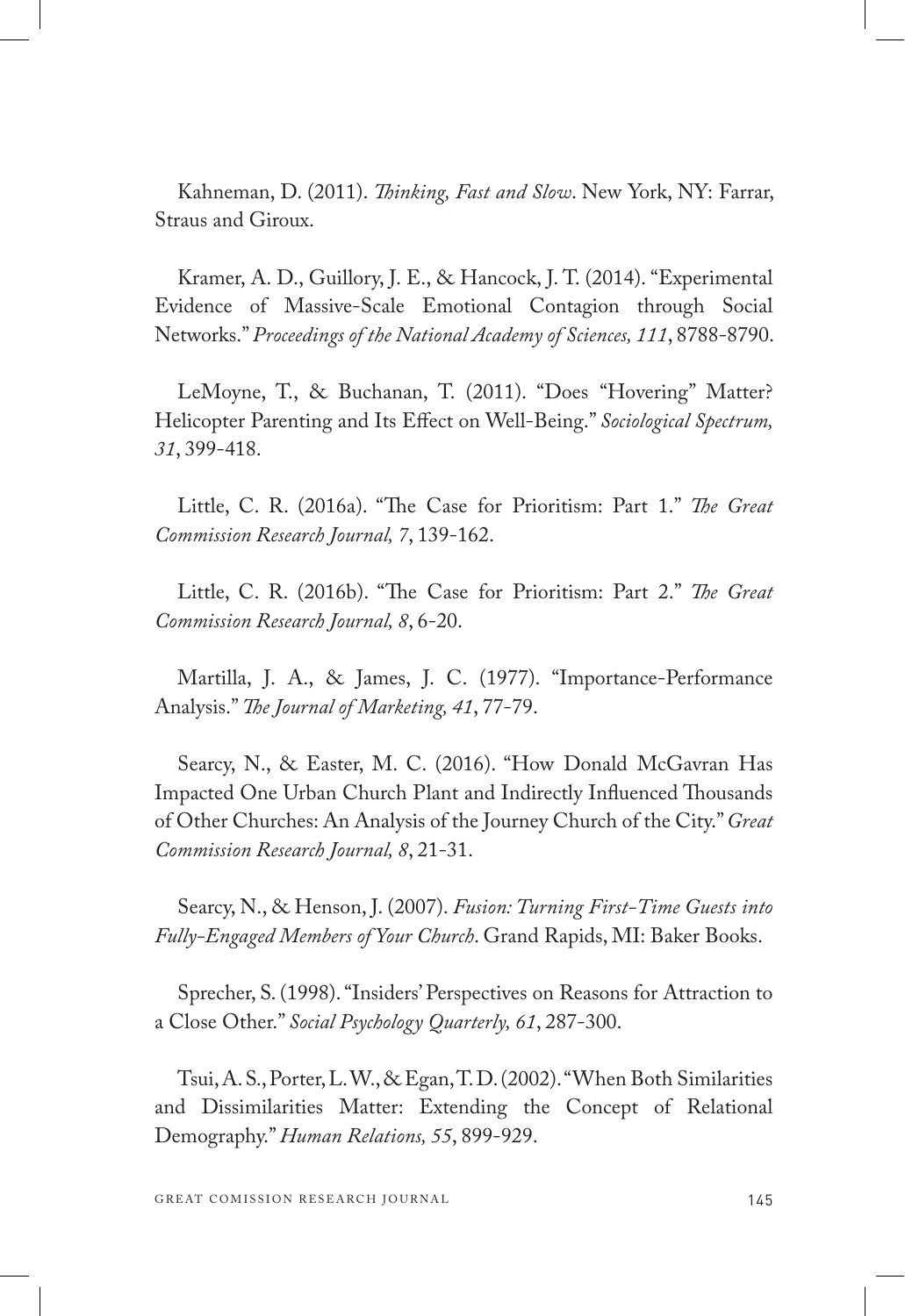Kahneman, D. (2011). *Thinking, Fast and Slow*. New York, NY: Farrar, Straus and Giroux.

Kramer, A. D., Guillory, J. E., & Hancock, J. T. (2014). "Experimental Evidence of Massive-Scale Emotional Contagion through Social Networks." *Proceedings of the National Academy of Sciences, 111*, 8788-8790.

LeMoyne, T., & Buchanan, T. (2011). "Does "Hovering" Matter? Helicopter Parenting and Its Effect on Well-Being." *Sociological Spectrum, 31*, 399-418.

Little, C. R. (2016a). "The Case for Prioritism: Part 1." *The Great Commission Research Journal, 7*, 139-162.

Little, C. R. (2016b). "The Case for Prioritism: Part 2." *The Great Commission Research Journal, 8*, 6-20.

Martilla, J. A., & James, J. C. (1977). "Importance-Performance Analysis." *The Journal of Marketing, 41*, 77-79.

Searcy, N., & Easter, M. C. (2016). "How Donald McGavran Has Impacted One Urban Church Plant and Indirectly Influenced Thousands of Other Churches: An Analysis of the Journey Church of the City." *Great Commission Research Journal, 8*, 21-31.

Searcy, N., & Henson, J. (2007). *Fusion: Turning First-Time Guests into Fully-Engaged Members of Your Church*. Grand Rapids, MI: Baker Books.

Sprecher, S. (1998). "Insiders' Perspectives on Reasons for Attraction to a Close Other." *Social Psychology Quarterly, 61*, 287-300.

Tsui, A. S., Porter, L. W., & Egan, T. D. (2002). "When Both Similarities and Dissimilarities Matter: Extending the Concept of Relational Demography." *Human Relations, 55*, 899-929.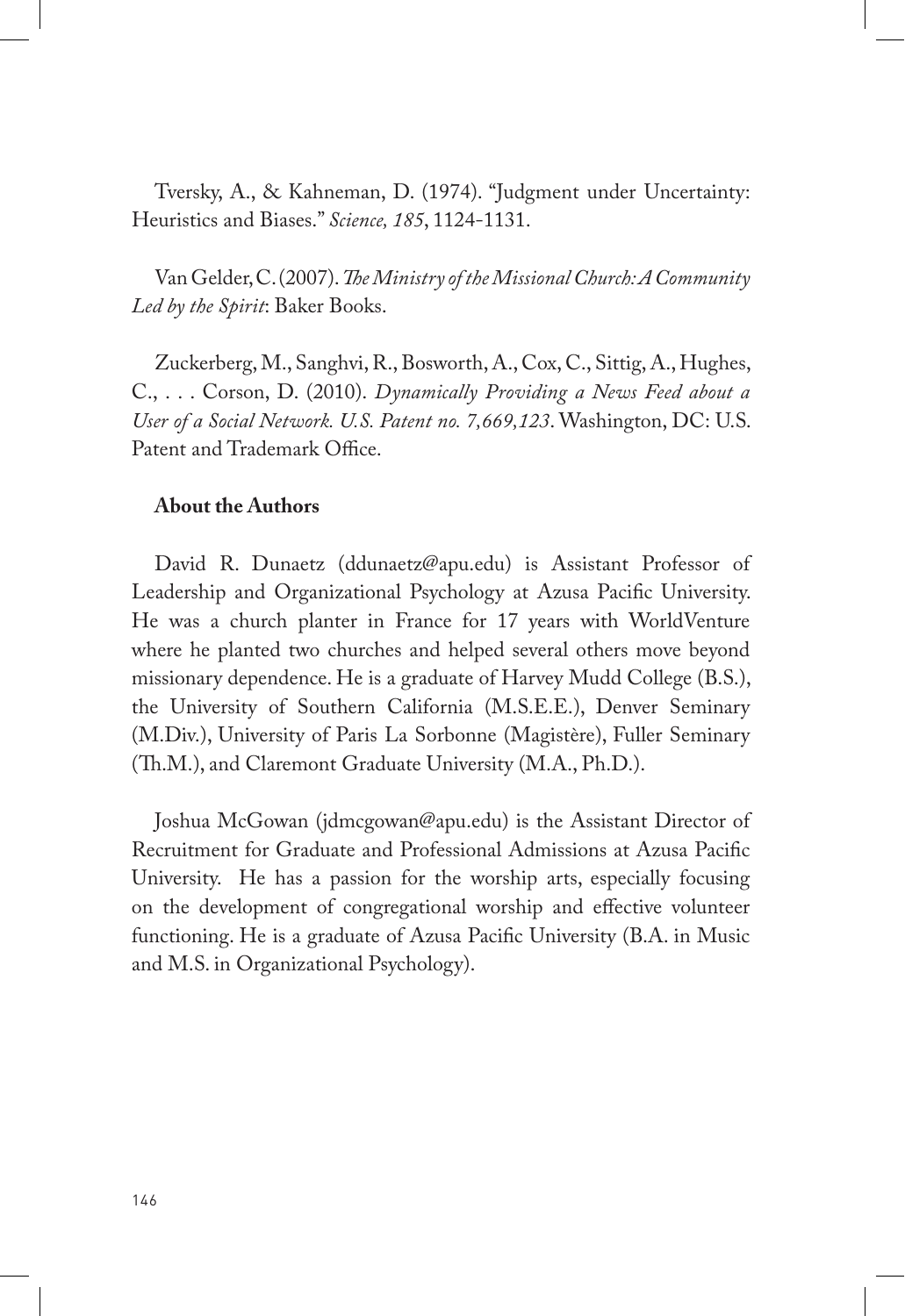Tversky, A., & Kahneman, D. (1974). "Judgment under Uncertainty: Heuristics and Biases." *Science, 185*, 1124-1131.

Van Gelder, C. (2007). *The Ministry of the Missional Church: A Community Led by the Spirit*: Baker Books.

Zuckerberg, M., Sanghvi, R., Bosworth, A., Cox, C., Sittig, A., Hughes, C., . . . Corson, D. (2010). *Dynamically Providing a News Feed about a User of a Social Network. U.S. Patent no. 7,669,123*. Washington, DC: U.S. Patent and Trademark Office.

**About the Authors**

David R. Dunaetz (ddunaetz@apu.edu) is Assistant Professor of Leadership and Organizational Psychology at Azusa Pacific University. He was a church planter in France for 17 years with WorldVenture where he planted two churches and helped several others move beyond missionary dependence. He is a graduate of Harvey Mudd College (B.S.), the University of Southern California (M.S.E.E.), Denver Seminary (M.Div.), University of Paris La Sorbonne (Magistère), Fuller Seminary (Th.M.), and Claremont Graduate University (M.A., Ph.D.).

Joshua McGowan (jdmcgowan@apu.edu) is the Assistant Director of Recruitment for Graduate and Professional Admissions at Azusa Pacific University. He has a passion for the worship arts, especially focusing on the development of congregational worship and effective volunteer functioning. He is a graduate of Azusa Pacific University (B.A. in Music and M.S. in Organizational Psychology).